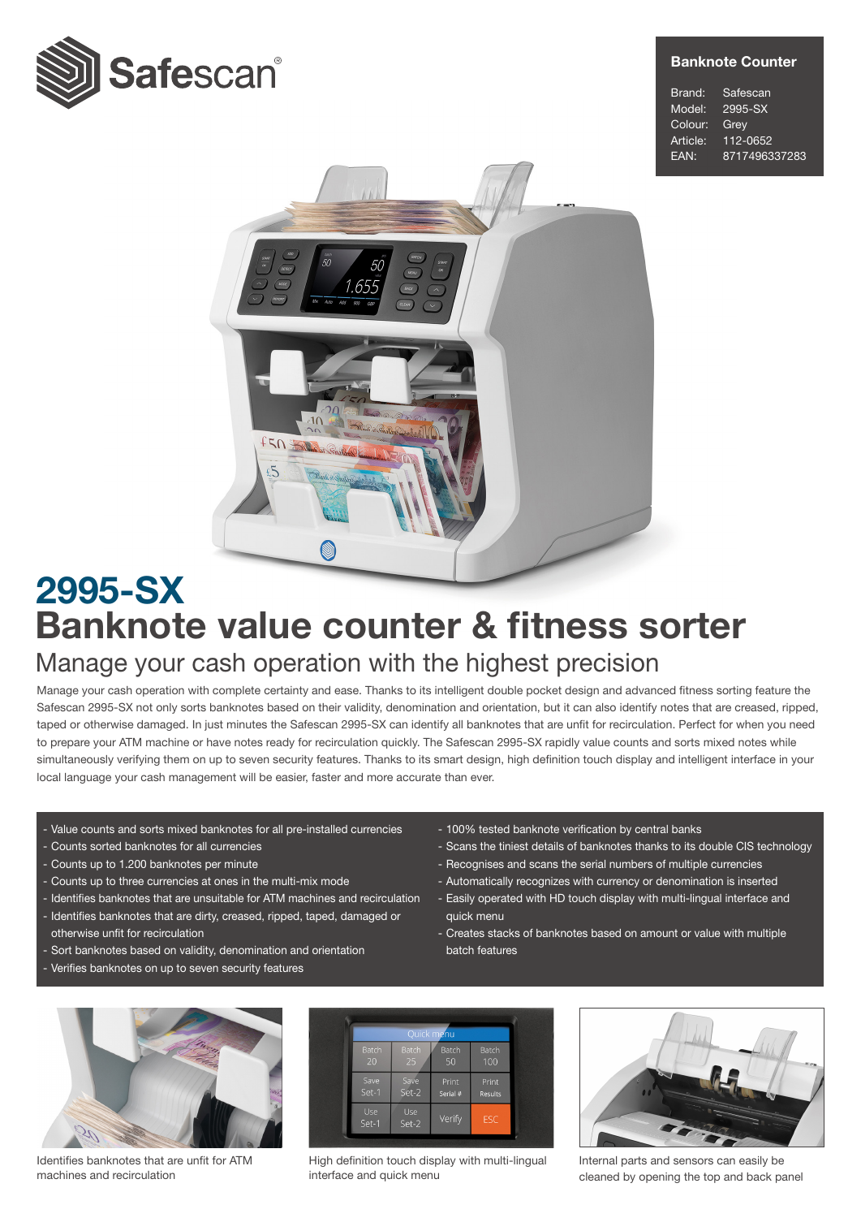Safescan®

**Banknote Counter**

| | |
|---|---|
| Brand: | Safescan |
| Model: | 2995-SX |
| Colour: | Grey |
| Article: | 112-0652 |
| EAN: | 8717496337283 |

# 2995-SX
# Banknote value counter & fitness sorter

## Manage your cash operation with the highest precision

Manage your cash operation with complete certainty and ease. Thanks to its intelligent double pocket design and advanced fitness sorting feature the Safescan 2995-SX not only sorts banknotes based on their validity, denomination and orientation, but it can also identify notes that are creased, ripped, taped or otherwise damaged. In just minutes the Safescan 2995-SX can identify all banknotes that are unfit for recirculation. Perfect for when you need to prepare your ATM machine or have notes ready for recirculation quickly. The Safescan 2995-SX rapidly value counts and sorts mixed notes while simultaneously verifying them on up to seven security features. Thanks to its smart design, high definition touch display and intelligent interface in your local language your cash management will be easier, faster and more accurate than ever.

- Value counts and sorts mixed banknotes for all pre-installed currencies
- Counts sorted banknotes for all currencies
- Counts up to 1.200 banknotes per minute
- Counts up to three currencies at ones in the multi-mix mode
- Identifies banknotes that are unsuitable for ATM machines and recirculation
- Identifies banknotes that are dirty, creased, ripped, taped, damaged or otherwise unfit for recirculation
- Sort banknotes based on validity, denomination and orientation
- Verifies banknotes on up to seven security features
- 100% tested banknote verification by central banks
- Scans the tiniest details of banknotes thanks to its double CIS technology
- Recognises and scans the serial numbers of multiple currencies
- Automatically recognizes with currency or denomination is inserted
- Easily operated with HD touch display with multi-lingual interface and quick menu
- Creates stacks of banknotes based on amount or value with multiple batch features

Identifies banknotes that are unfit for ATM machines and recirculation

High definition touch display with multi-lingual interface and quick menu

Internal parts and sensors can easily be cleaned by opening the top and back panel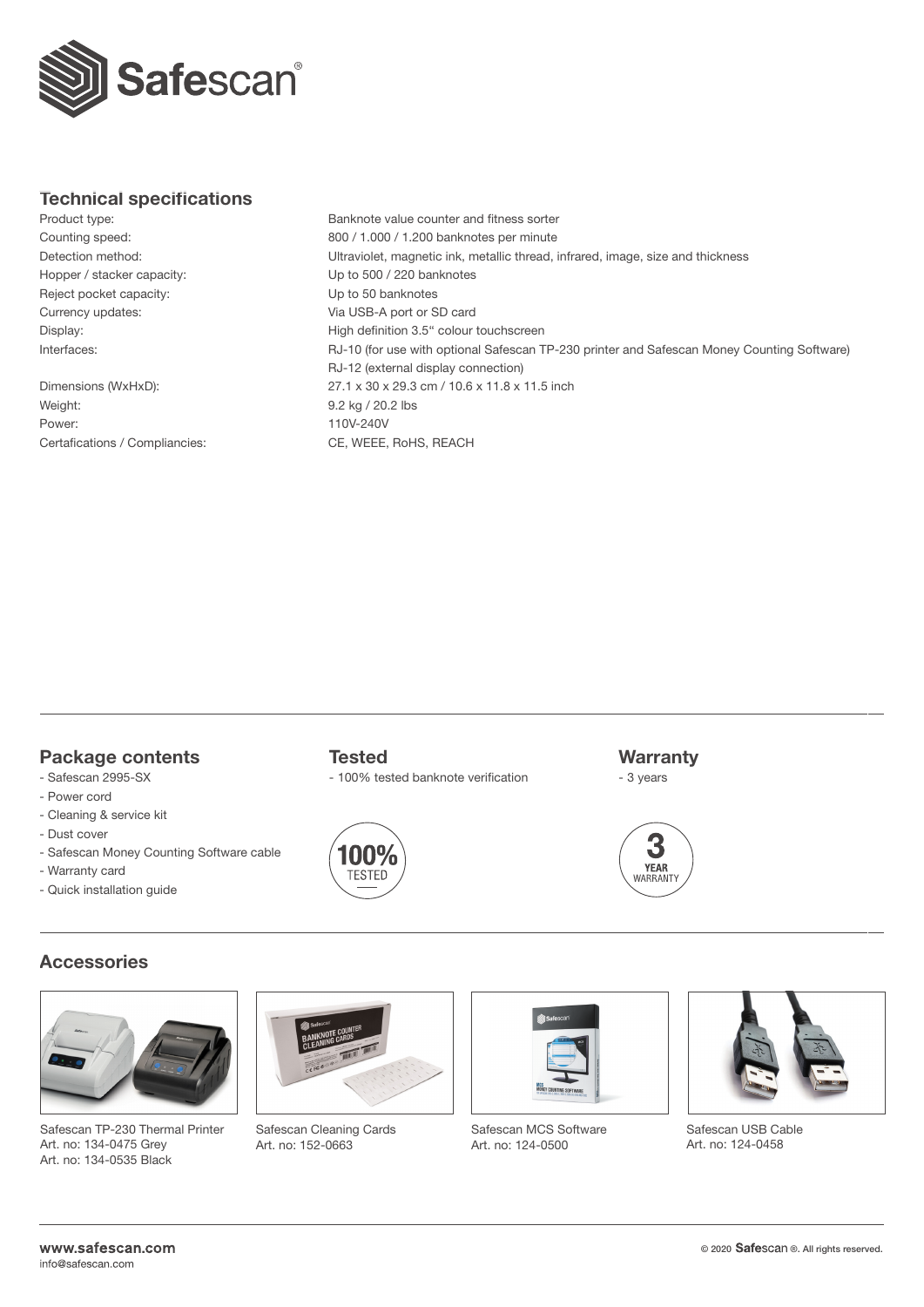## Technical specifications

| | |
|---|---|
| Product type: | Banknote value counter and fitness sorter |
| Counting speed: | 800 / 1.000 / 1.200 banknotes per minute |
| Detection method: | Ultraviolet, magnetic ink, metallic thread, infrared, image, size and thickness |
| Hopper / stacker capacity: | Up to 500 / 220 banknotes |
| Reject pocket capacity: | Up to 50 banknotes |
| Currency updates: | Via USB-A port or SD card |
| Display: | High definition 3.5“ colour touchscreen |
| Interfaces: | RJ-10 (for use with optional Safescan TP-230 printer and Safescan Money Counting Software) RJ-12 (external display connection) |
| Dimensions (WxHxD): | 27.1 x 30 x 29.3 cm / 10.6 x 11.8 x 11.5 inch |
| Weight: | 9.2 kg / 20.2 lbs |
| Power: | 110V-240V |
| Certafications / Compliancies: | CE, WEEE, RoHS, REACH |

## Package contents

- Safescan 2995-SX
- Power cord
- Cleaning & service kit
- Dust cover
- Safescan Money Counting Software cable
- Warranty card
- Quick installation guide

## Tested

- 100% tested banknote verification

100% TESTED

## Warranty

- 3 years

3 YEAR WARRANTY

## Accessories

Safescan TP-230 Thermal Printer
Art. no: 134-0475 Grey
Art. no: 134-0535 Black

Safescan Cleaning Cards
Art. no: 152-0663

Safescan MCS Software
Art. no: 124-0500

Safescan USB Cable
Art. no: 124-0458

**www.safescan.com**
info@safescan.com

© 2020 Safescan ®. All rights reserved.